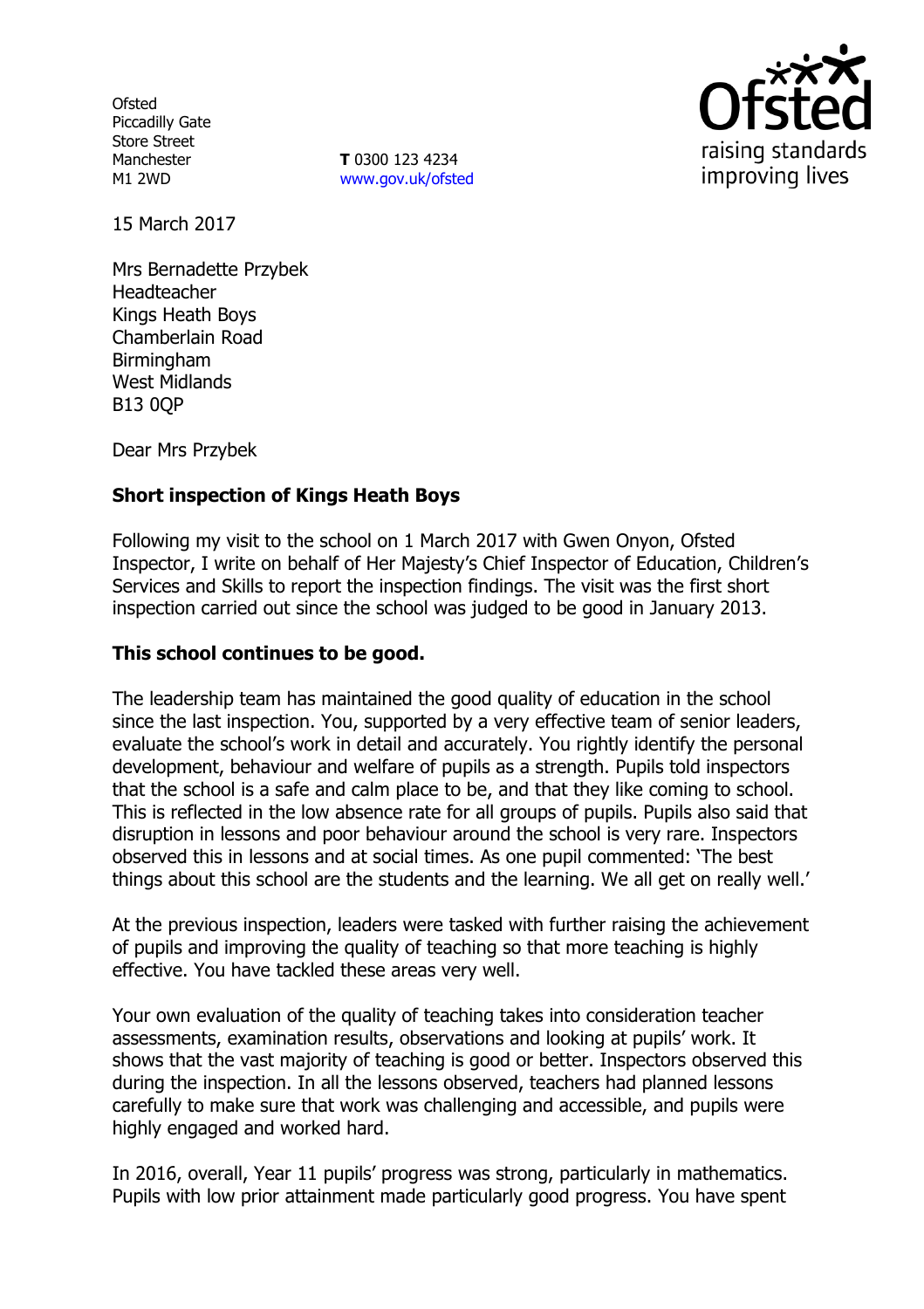Ofsted
Piccadilly Gate
Store Street
Manchester
M1 2WD

**T** 0300 123 4234
www.gov.uk/ofsted

15 March 2017

Mrs Bernadette Przybek
Headteacher
Kings Heath Boys
Chamberlain Road
Birmingham
West Midlands
B13 0QP

Dear Mrs Przybek

**Short inspection of Kings Heath Boys**

Following my visit to the school on 1 March 2017 with Gwen Onyon, Ofsted Inspector, I write on behalf of Her Majesty's Chief Inspector of Education, Children's Services and Skills to report the inspection findings. The visit was the first short inspection carried out since the school was judged to be good in January 2013.

**This school continues to be good.**

The leadership team has maintained the good quality of education in the school since the last inspection. You, supported by a very effective team of senior leaders, evaluate the school's work in detail and accurately. You rightly identify the personal development, behaviour and welfare of pupils as a strength. Pupils told inspectors that the school is a safe and calm place to be, and that they like coming to school. This is reflected in the low absence rate for all groups of pupils. Pupils also said that disruption in lessons and poor behaviour around the school is very rare. Inspectors observed this in lessons and at social times. As one pupil commented: 'The best things about this school are the students and the learning. We all get on really well.'

At the previous inspection, leaders were tasked with further raising the achievement of pupils and improving the quality of teaching so that more teaching is highly effective. You have tackled these areas very well.

Your own evaluation of the quality of teaching takes into consideration teacher assessments, examination results, observations and looking at pupils' work. It shows that the vast majority of teaching is good or better. Inspectors observed this during the inspection. In all the lessons observed, teachers had planned lessons carefully to make sure that work was challenging and accessible, and pupils were highly engaged and worked hard.

In 2016, overall, Year 11 pupils' progress was strong, particularly in mathematics. Pupils with low prior attainment made particularly good progress. You have spent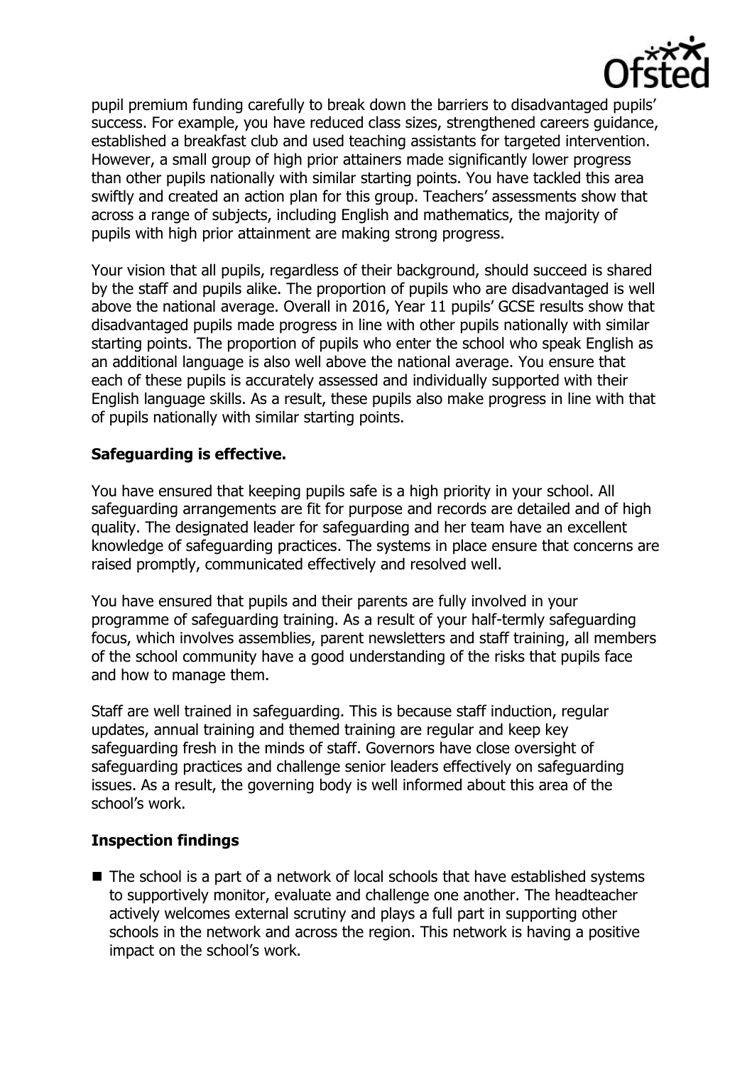pupil premium funding carefully to break down the barriers to disadvantaged pupils' success. For example, you have reduced class sizes, strengthened careers guidance, established a breakfast club and used teaching assistants for targeted intervention. However, a small group of high prior attainers made significantly lower progress than other pupils nationally with similar starting points. You have tackled this area swiftly and created an action plan for this group. Teachers' assessments show that across a range of subjects, including English and mathematics, the majority of pupils with high prior attainment are making strong progress.

Your vision that all pupils, regardless of their background, should succeed is shared by the staff and pupils alike. The proportion of pupils who are disadvantaged is well above the national average. Overall in 2016, Year 11 pupils' GCSE results show that disadvantaged pupils made progress in line with other pupils nationally with similar starting points. The proportion of pupils who enter the school who speak English as an additional language is also well above the national average. You ensure that each of these pupils is accurately assessed and individually supported with their English language skills. As a result, these pupils also make progress in line with that of pupils nationally with similar starting points.

## Safeguarding is effective.

You have ensured that keeping pupils safe is a high priority in your school. All safeguarding arrangements are fit for purpose and records are detailed and of high quality. The designated leader for safeguarding and her team have an excellent knowledge of safeguarding practices. The systems in place ensure that concerns are raised promptly, communicated effectively and resolved well.

You have ensured that pupils and their parents are fully involved in your programme of safeguarding training. As a result of your half-termly safeguarding focus, which involves assemblies, parent newsletters and staff training, all members of the school community have a good understanding of the risks that pupils face and how to manage them.

Staff are well trained in safeguarding. This is because staff induction, regular updates, annual training and themed training are regular and keep key safeguarding fresh in the minds of staff. Governors have close oversight of safeguarding practices and challenge senior leaders effectively on safeguarding issues. As a result, the governing body is well informed about this area of the school's work.

## Inspection findings

- The school is a part of a network of local schools that have established systems to supportively monitor, evaluate and challenge one another. The headteacher actively welcomes external scrutiny and plays a full part in supporting other schools in the network and across the region. This network is having a positive impact on the school's work.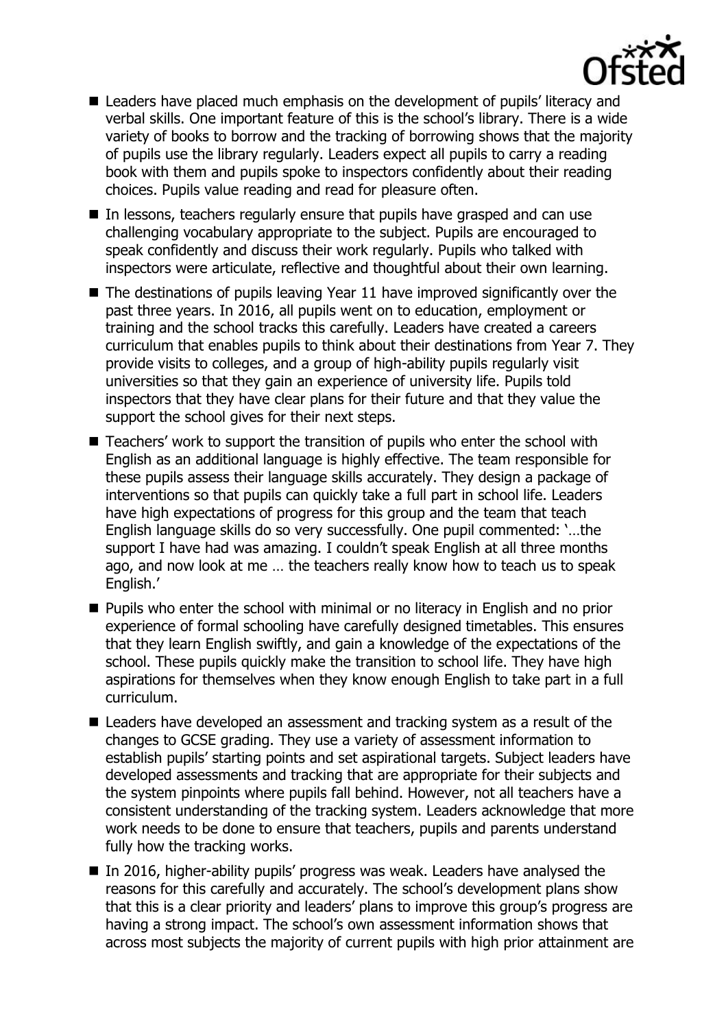- Leaders have placed much emphasis on the development of pupils' literacy and verbal skills. One important feature of this is the school's library. There is a wide variety of books to borrow and the tracking of borrowing shows that the majority of pupils use the library regularly. Leaders expect all pupils to carry a reading book with them and pupils spoke to inspectors confidently about their reading choices. Pupils value reading and read for pleasure often.
- In lessons, teachers regularly ensure that pupils have grasped and can use challenging vocabulary appropriate to the subject. Pupils are encouraged to speak confidently and discuss their work regularly. Pupils who talked with inspectors were articulate, reflective and thoughtful about their own learning.
- The destinations of pupils leaving Year 11 have improved significantly over the past three years. In 2016, all pupils went on to education, employment or training and the school tracks this carefully. Leaders have created a careers curriculum that enables pupils to think about their destinations from Year 7. They provide visits to colleges, and a group of high-ability pupils regularly visit universities so that they gain an experience of university life. Pupils told inspectors that they have clear plans for their future and that they value the support the school gives for their next steps.
- Teachers' work to support the transition of pupils who enter the school with English as an additional language is highly effective. The team responsible for these pupils assess their language skills accurately. They design a package of interventions so that pupils can quickly take a full part in school life. Leaders have high expectations of progress for this group and the team that teach English language skills do so very successfully. One pupil commented: '…the support I have had was amazing. I couldn't speak English at all three months ago, and now look at me … the teachers really know how to teach us to speak English.'
- Pupils who enter the school with minimal or no literacy in English and no prior experience of formal schooling have carefully designed timetables. This ensures that they learn English swiftly, and gain a knowledge of the expectations of the school. These pupils quickly make the transition to school life. They have high aspirations for themselves when they know enough English to take part in a full curriculum.
- Leaders have developed an assessment and tracking system as a result of the changes to GCSE grading. They use a variety of assessment information to establish pupils' starting points and set aspirational targets. Subject leaders have developed assessments and tracking that are appropriate for their subjects and the system pinpoints where pupils fall behind. However, not all teachers have a consistent understanding of the tracking system. Leaders acknowledge that more work needs to be done to ensure that teachers, pupils and parents understand fully how the tracking works.
- In 2016, higher-ability pupils' progress was weak. Leaders have analysed the reasons for this carefully and accurately. The school's development plans show that this is a clear priority and leaders' plans to improve this group's progress are having a strong impact. The school's own assessment information shows that across most subjects the majority of current pupils with high prior attainment are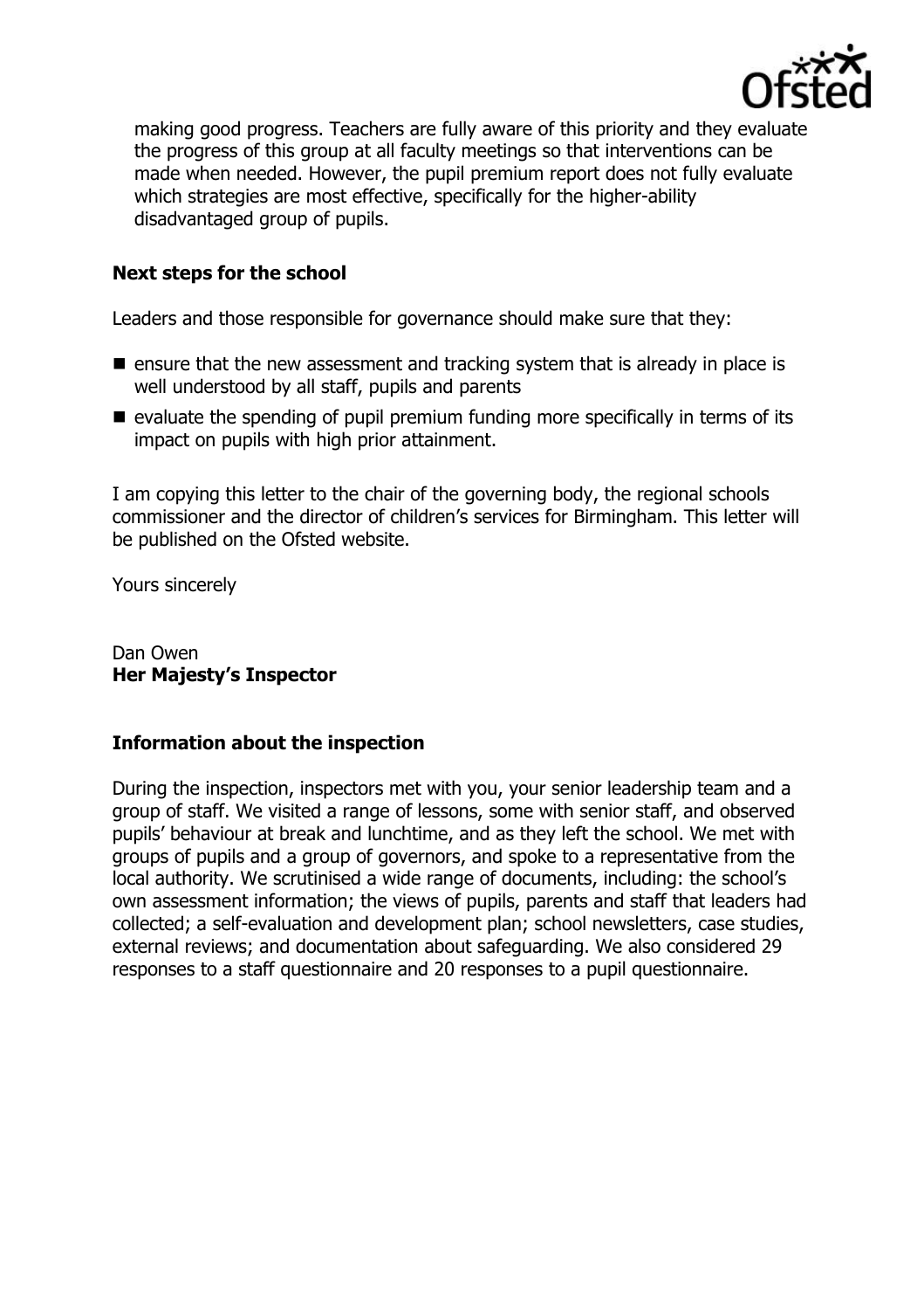making good progress. Teachers are fully aware of this priority and they evaluate the progress of this group at all faculty meetings so that interventions can be made when needed. However, the pupil premium report does not fully evaluate which strategies are most effective, specifically for the higher-ability disadvantaged group of pupils.

### Next steps for the school

Leaders and those responsible for governance should make sure that they:

- ensure that the new assessment and tracking system that is already in place is well understood by all staff, pupils and parents
- evaluate the spending of pupil premium funding more specifically in terms of its impact on pupils with high prior attainment.

I am copying this letter to the chair of the governing body, the regional schools commissioner and the director of children's services for Birmingham. This letter will be published on the Ofsted website.

Yours sincerely

Dan Owen
**Her Majesty's Inspector**

### Information about the inspection

During the inspection, inspectors met with you, your senior leadership team and a group of staff. We visited a range of lessons, some with senior staff, and observed pupils' behaviour at break and lunchtime, and as they left the school. We met with groups of pupils and a group of governors, and spoke to a representative from the local authority. We scrutinised a wide range of documents, including: the school's own assessment information; the views of pupils, parents and staff that leaders had collected; a self-evaluation and development plan; school newsletters, case studies, external reviews; and documentation about safeguarding. We also considered 29 responses to a staff questionnaire and 20 responses to a pupil questionnaire.